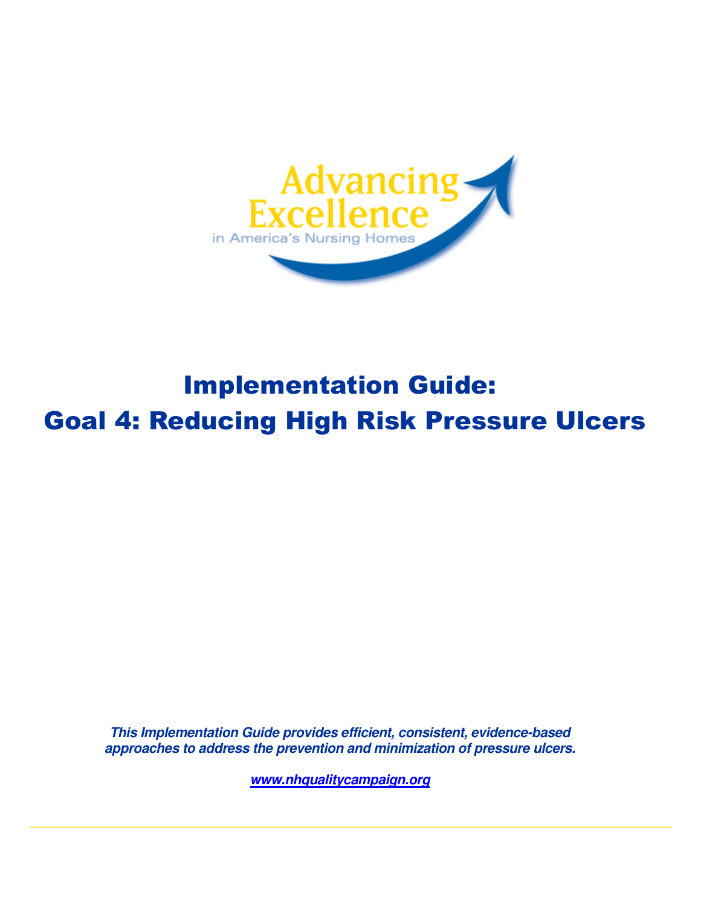Advancing Excellence

in America's Nursing Homes

# Implementation Guide:

# Goal 4: Reducing High Risk Pressure Ulcers

***This Implementation Guide provides efficient, consistent, evidence-based approaches to address the prevention and minimization of pressure ulcers.***

***www.nhqualitycampaign.org***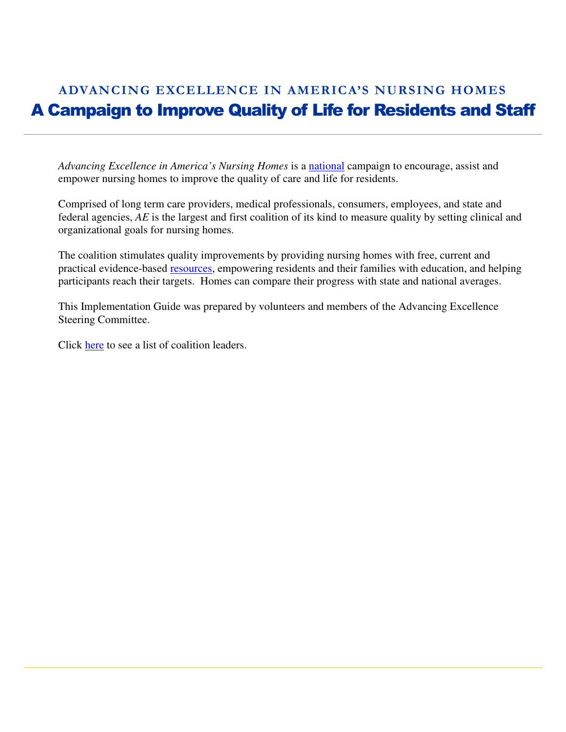# ADVANCING EXCELLENCE IN AMERICA'S NURSING HOMES

## A Campaign to Improve Quality of Life for Residents and Staff

*Advancing Excellence in America's Nursing Homes* is a national campaign to encourage, assist and empower nursing homes to improve the quality of care and life for residents.

Comprised of long term care providers, medical professionals, consumers, employees, and state and federal agencies, *AE* is the largest and first coalition of its kind to measure quality by setting clinical and organizational goals for nursing homes.

The coalition stimulates quality improvements by providing nursing homes with free, current and practical evidence-based resources, empowering residents and their families with education, and helping participants reach their targets. Homes can compare their progress with state and national averages.

This Implementation Guide was prepared by volunteers and members of the Advancing Excellence Steering Committee.

Click here to see a list of coalition leaders.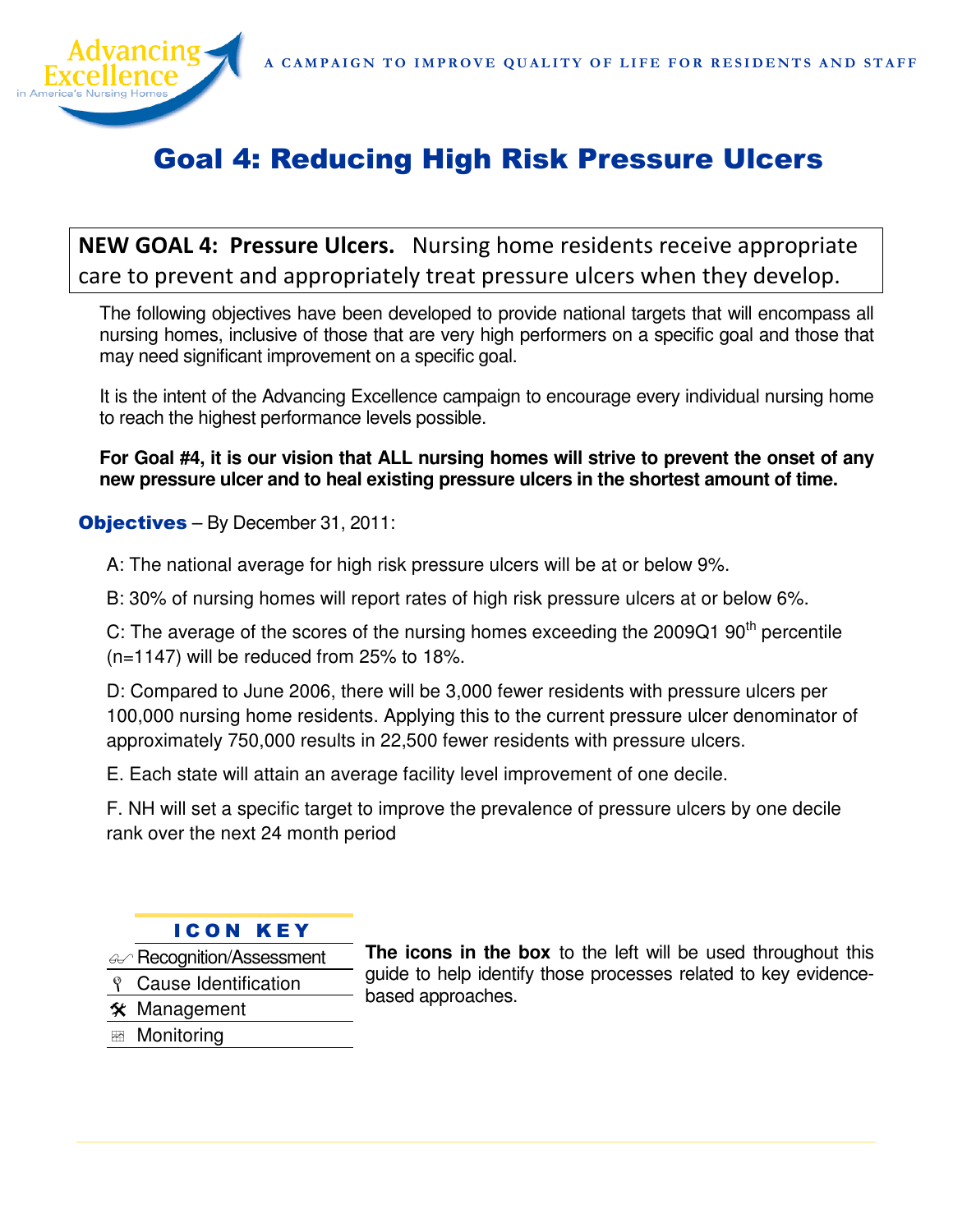# Goal 4: Reducing High Risk Pressure Ulcers

**NEW GOAL 4: Pressure Ulcers.** Nursing home residents receive appropriate care to prevent and appropriately treat pressure ulcers when they develop.

The following objectives have been developed to provide national targets that will encompass all nursing homes, inclusive of those that are very high performers on a specific goal and those that may need significant improvement on a specific goal.

It is the intent of the Advancing Excellence campaign to encourage every individual nursing home to reach the highest performance levels possible.

**For Goal #4, it is our vision that ALL nursing homes will strive to prevent the onset of any new pressure ulcer and to heal existing pressure ulcers in the shortest amount of time.**

**Objectives** – By December 31, 2011:

A: The national average for high risk pressure ulcers will be at or below 9%.

B: 30% of nursing homes will report rates of high risk pressure ulcers at or below 6%.

C: The average of the scores of the nursing homes exceeding the 2009Q1 90th percentile (n=1147) will be reduced from 25% to 18%.

D: Compared to June 2006, there will be 3,000 fewer residents with pressure ulcers per 100,000 nursing home residents. Applying this to the current pressure ulcer denominator of approximately 750,000 results in 22,500 fewer residents with pressure ulcers.

E. Each state will attain an average facility level improvement of one decile.

F. NH will set a specific target to improve the prevalence of pressure ulcers by one decile rank over the next 24 month period

| ICON KEY |
|---|
| Recognition/Assessment |
| Cause Identification |
| Management |
| Monitoring |

**The icons in the box** to the left will be used throughout this guide to help identify those processes related to key evidence-based approaches.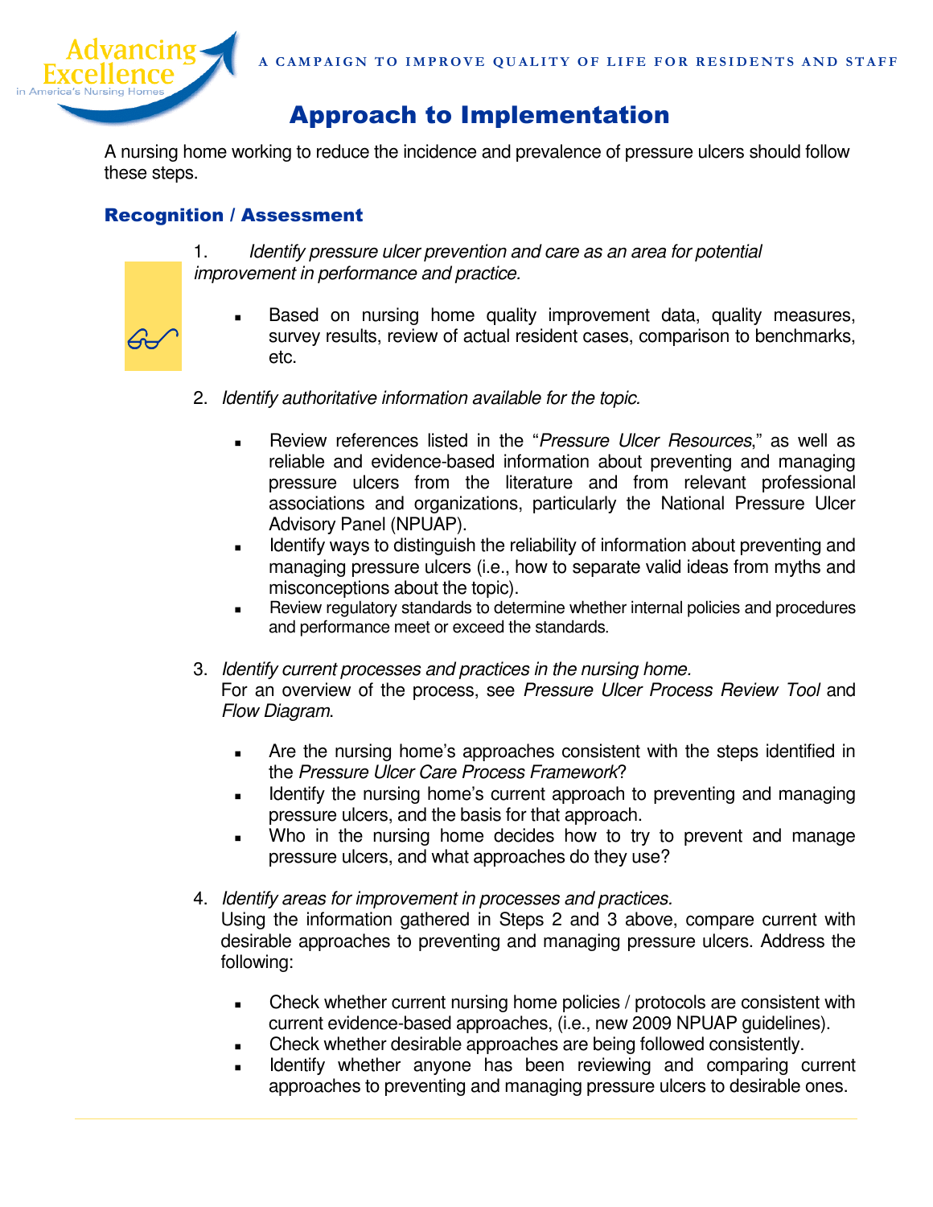A CAMPAIGN TO IMPROVE QUALITY OF LIFE FOR RESIDENTS AND STAFF

# Approach to Implementation

A nursing home working to reduce the incidence and prevalence of pressure ulcers should follow these steps.

## Recognition / Assessment

1. *Identify pressure ulcer prevention and care as an area for potential improvement in performance and practice.*

   - Based on nursing home quality improvement data, quality measures, survey results, review of actual resident cases, comparison to benchmarks, etc.

2. *Identify authoritative information available for the topic.*

   - Review references listed in the "*Pressure Ulcer Resources*," as well as reliable and evidence-based information about preventing and managing pressure ulcers from the literature and from relevant professional associations and organizations, particularly the National Pressure Ulcer Advisory Panel (NPUAP).
   - Identify ways to distinguish the reliability of information about preventing and managing pressure ulcers (i.e., how to separate valid ideas from myths and misconceptions about the topic).
   - Review regulatory standards to determine whether internal policies and procedures and performance meet or exceed the standards.

3. *Identify current processes and practices in the nursing home.*
   For an overview of the process, see *Pressure Ulcer Process Review Tool* and *Flow Diagram*.

   - Are the nursing home's approaches consistent with the steps identified in the *Pressure Ulcer Care Process Framework*?
   - Identify the nursing home's current approach to preventing and managing pressure ulcers, and the basis for that approach.
   - Who in the nursing home decides how to try to prevent and manage pressure ulcers, and what approaches do they use?

4. *Identify areas for improvement in processes and practices.*
   Using the information gathered in Steps 2 and 3 above, compare current with desirable approaches to preventing and managing pressure ulcers. Address the following:

   - Check whether current nursing home policies / protocols are consistent with current evidence-based approaches, (i.e., new 2009 NPUAP guidelines).
   - Check whether desirable approaches are being followed consistently.
   - Identify whether anyone has been reviewing and comparing current approaches to preventing and managing pressure ulcers to desirable ones.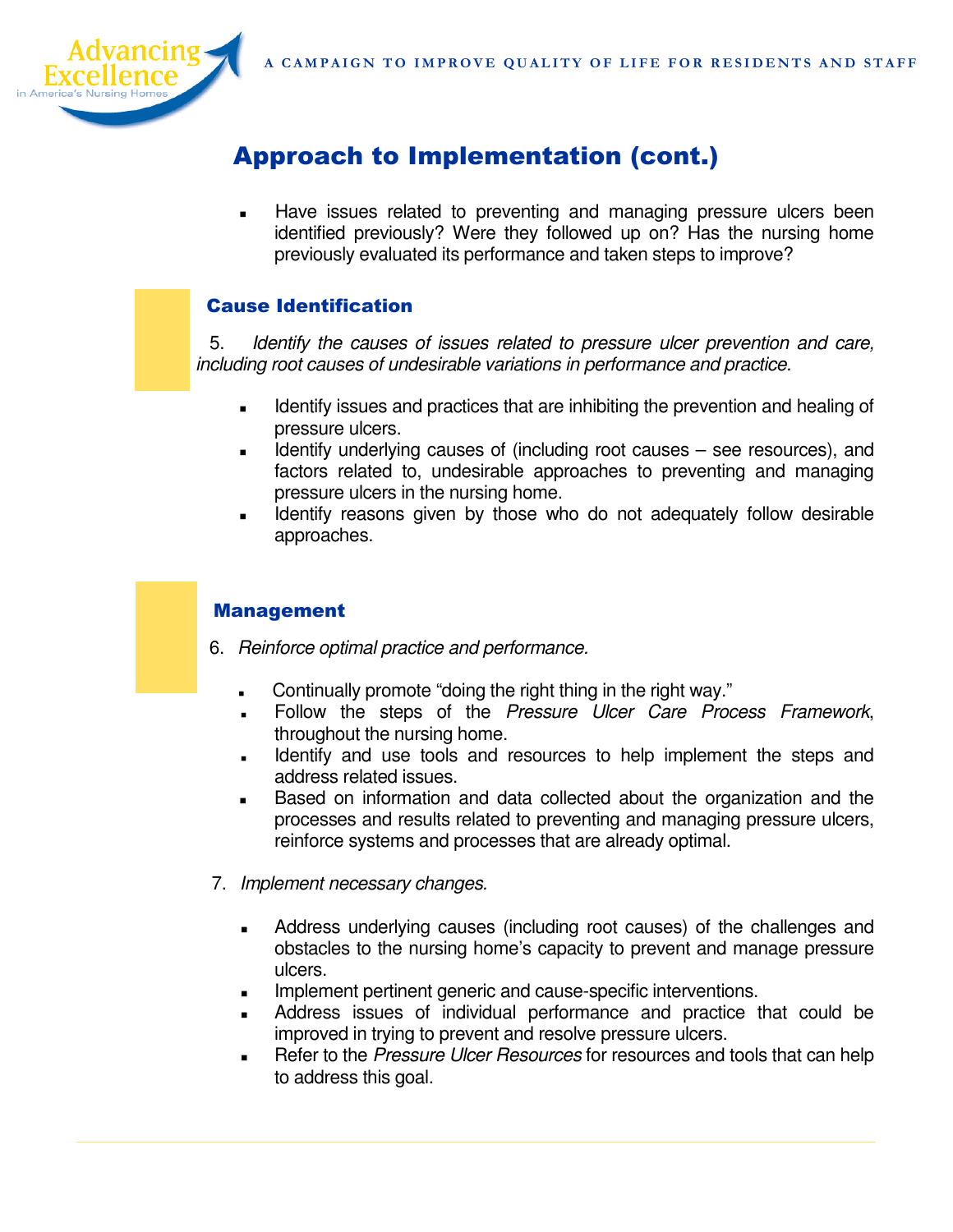# Approach to Implementation (cont.)

- Have issues related to preventing and managing pressure ulcers been identified previously? Were they followed up on? Has the nursing home previously evaluated its performance and taken steps to improve?

## Cause Identification

5. *Identify the causes of issues related to pressure ulcer prevention and care, including root causes of undesirable variations in performance and practice.*

   - Identify issues and practices that are inhibiting the prevention and healing of pressure ulcers.
   - Identify underlying causes of (including root causes – see resources), and factors related to, undesirable approaches to preventing and managing pressure ulcers in the nursing home.
   - Identify reasons given by those who do not adequately follow desirable approaches.

## Management

6. *Reinforce optimal practice and performance.*

   - Continually promote "doing the right thing in the right way."
   - Follow the steps of the *Pressure Ulcer Care Process Framework*, throughout the nursing home.
   - Identify and use tools and resources to help implement the steps and address related issues.
   - Based on information and data collected about the organization and the processes and results related to preventing and managing pressure ulcers, reinforce systems and processes that are already optimal.

7. *Implement necessary changes.*

   - Address underlying causes (including root causes) of the challenges and obstacles to the nursing home's capacity to prevent and manage pressure ulcers.
   - Implement pertinent generic and cause-specific interventions.
   - Address issues of individual performance and practice that could be improved in trying to prevent and resolve pressure ulcers.
   - Refer to the *Pressure Ulcer Resources* for resources and tools that can help to address this goal.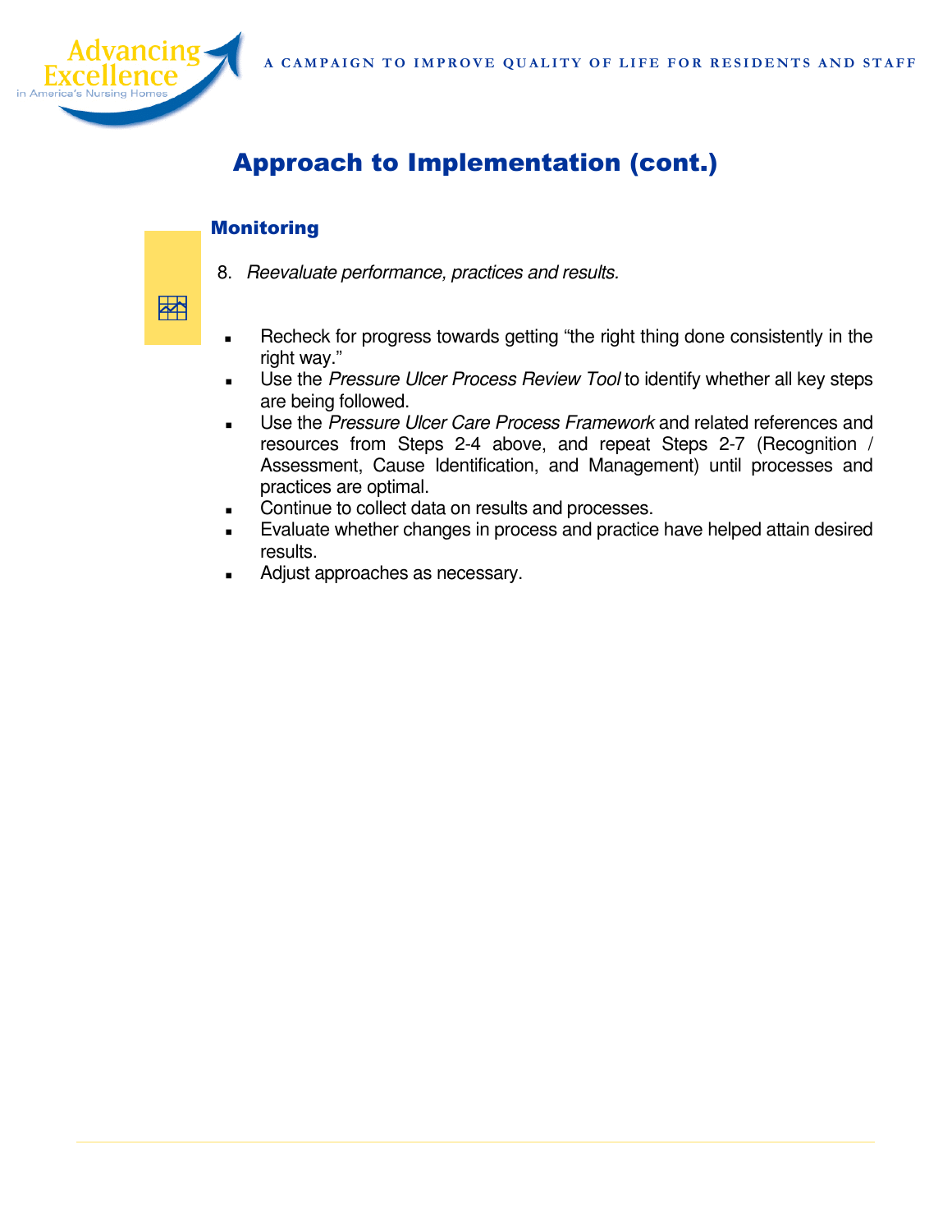# Approach to Implementation (cont.)

## Monitoring

8. *Reevaluate performance, practices and results.*

- Recheck for progress towards getting "the right thing done consistently in the right way."
- Use the *Pressure Ulcer Process Review Tool* to identify whether all key steps are being followed.
- Use the *Pressure Ulcer Care Process Framework* and related references and resources from Steps 2-4 above, and repeat Steps 2-7 (Recognition / Assessment, Cause Identification, and Management) until processes and practices are optimal.
- Continue to collect data on results and processes.
- Evaluate whether changes in process and practice have helped attain desired results.
- Adjust approaches as necessary.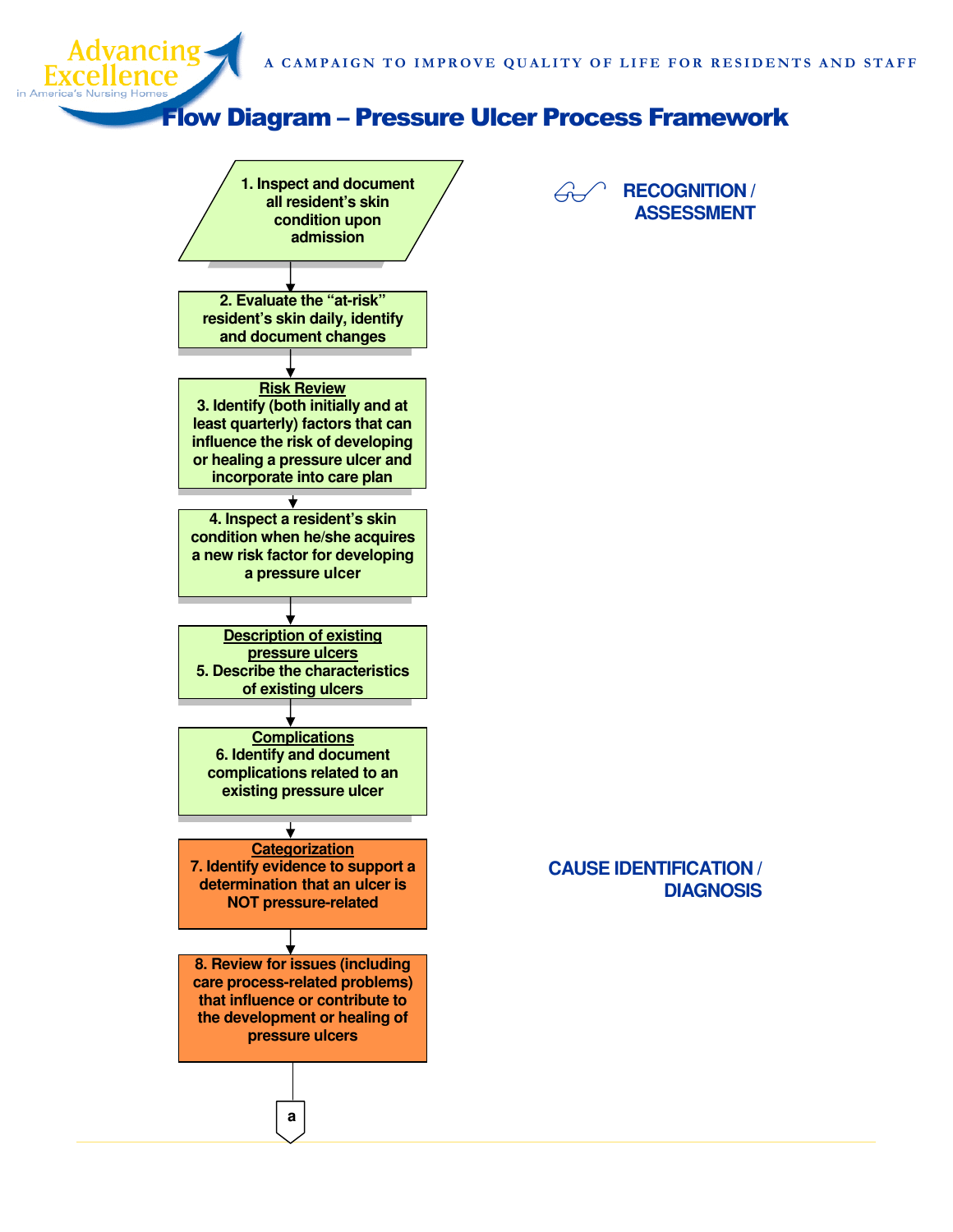# Flow Diagram – Pressure Ulcer Process Framework

**RECOGNITION / ASSESSMENT**

1. Inspect and document all resident's skin condition upon admission

2. Evaluate the "at-risk" resident's skin daily, identify and document changes

**Risk Review**
3. Identify (both initially and at least quarterly) factors that can influence the risk of developing or healing a pressure ulcer and incorporate into care plan

4. Inspect a resident's skin condition when he/she acquires a new risk factor for developing a pressure ulcer

**Description of existing pressure ulcers**
5. Describe the characteristics of existing ulcers

**Complications**
6. Identify and document complications related to an existing pressure ulcer

**CAUSE IDENTIFICATION / DIAGNOSIS**

**Categorization**
7. Identify evidence to support a determination that an ulcer is NOT pressure-related

8. Review for issues (including care process-related problems) that influence or contribute to the development or healing of pressure ulcers

a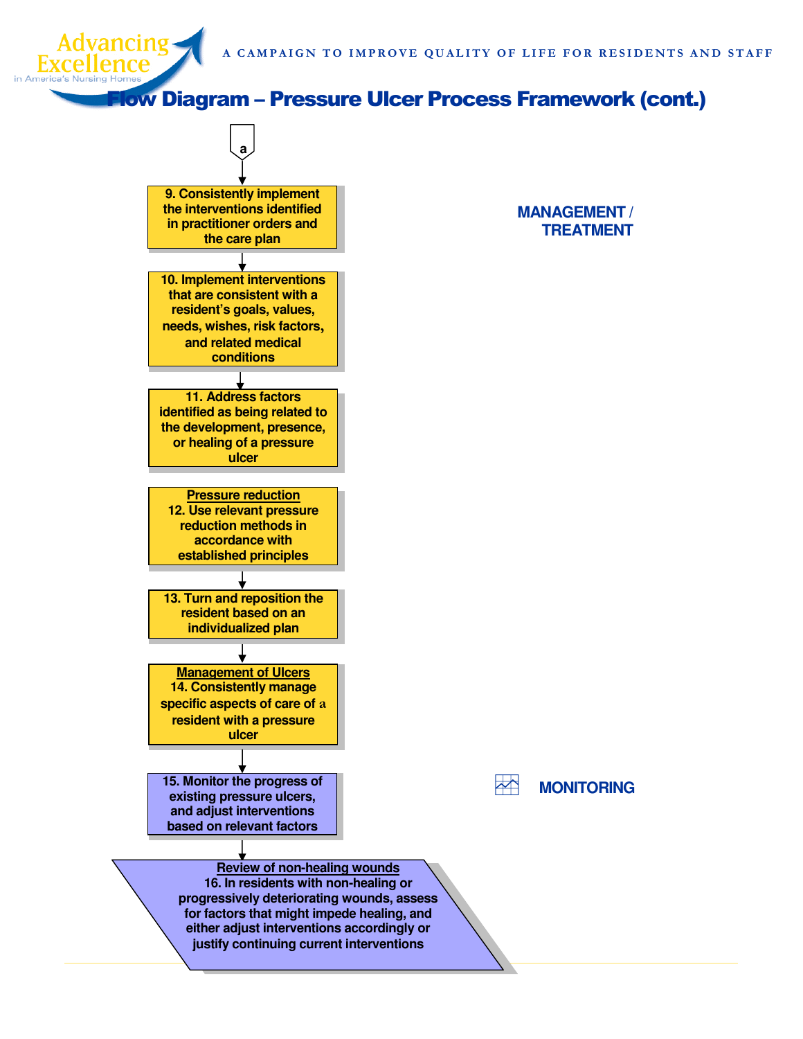# Flow Diagram – Pressure Ulcer Process Framework (cont.)

a

**MANAGEMENT / TREATMENT**

9. Consistently implement the interventions identified in practitioner orders and the care plan

10. Implement interventions that are consistent with a resident's goals, values, needs, wishes, risk factors, and related medical conditions

11. Address factors identified as being related to the development, presence, or healing of a pressure ulcer

**Pressure reduction**
12. Use relevant pressure reduction methods in accordance with established principles

13. Turn and reposition the resident based on an individualized plan

**Management of Ulcers**
14. Consistently manage specific aspects of care of a resident with a pressure ulcer

**MONITORING**

15. Monitor the progress of existing pressure ulcers, and adjust interventions based on relevant factors

**Review of non-healing wounds**
16. In residents with non-healing or progressively deteriorating wounds, assess for factors that might impede healing, and either adjust interventions accordingly or justify continuing current interventions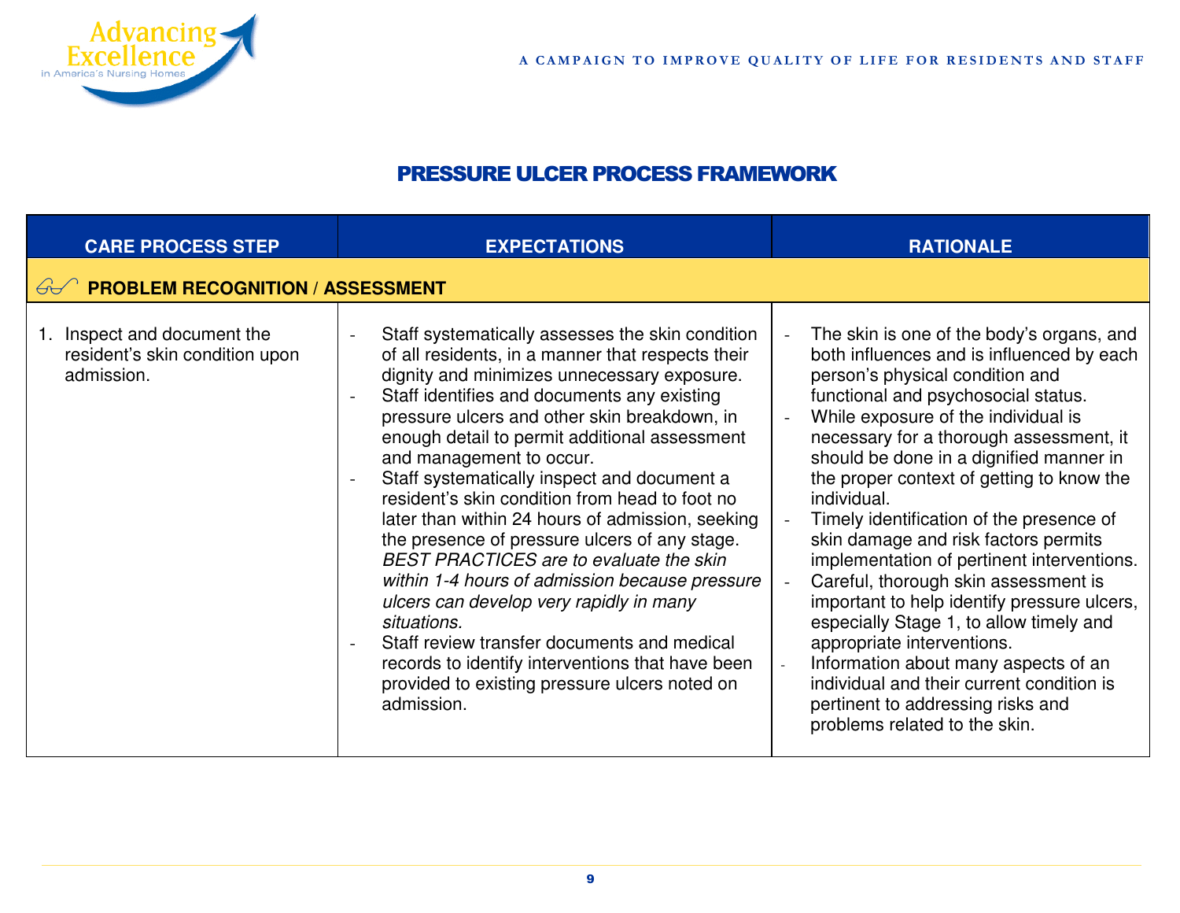# PRESSURE ULCER PROCESS FRAMEWORK

| CARE PROCESS STEP | EXPECTATIONS | RATIONALE |
|---|---|---|
| **PROBLEM RECOGNITION / ASSESSMENT** | | |
| 1. Inspect and document the resident's skin condition upon admission. | - Staff systematically assesses the skin condition of all residents, in a manner that respects their dignity and minimizes unnecessary exposure.<br>- Staff identifies and documents any existing pressure ulcers and other skin breakdown, in enough detail to permit additional assessment and management to occur.<br>- Staff systematically inspect and document a resident's skin condition from head to foot no later than within 24 hours of admission, seeking the presence of pressure ulcers of any stage. *BEST PRACTICES are to evaluate the skin within 1-4 hours of admission because pressure ulcers can develop very rapidly in many situations.*<br>- Staff review transfer documents and medical records to identify interventions that have been provided to existing pressure ulcers noted on admission. | - The skin is one of the body's organs, and both influences and is influenced by each person's physical condition and functional and psychosocial status.<br>- While exposure of the individual is necessary for a thorough assessment, it should be done in a dignified manner in the proper context of getting to know the individual.<br>- Timely identification of the presence of skin damage and risk factors permits implementation of pertinent interventions.<br>- Careful, thorough skin assessment is important to help identify pressure ulcers, especially Stage 1, to allow timely and appropriate interventions.<br>- Information about many aspects of an individual and their current condition is pertinent to addressing risks and problems related to the skin. |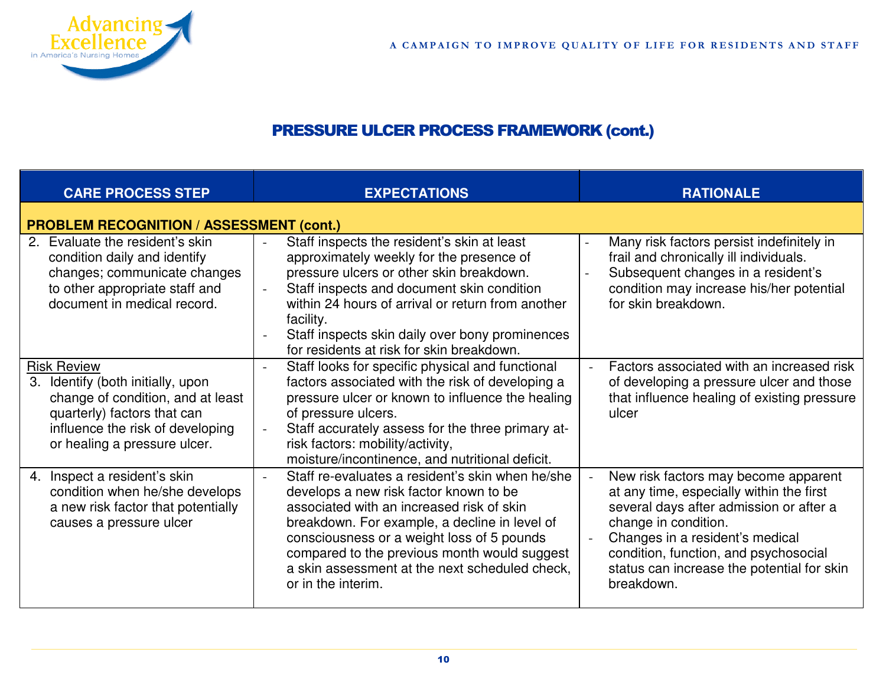## PRESSURE ULCER PROCESS FRAMEWORK (cont.)

| CARE PROCESS STEP | EXPECTATIONS | RATIONALE |
|---|---|---|
| **PROBLEM RECOGNITION / ASSESSMENT (cont.)** | | |
| 2. Evaluate the resident's skin condition daily and identify changes; communicate changes to other appropriate staff and document in medical record. | - Staff inspects the resident's skin at least approximately weekly for the presence of pressure ulcers or other skin breakdown.<br>- Staff inspects and document skin condition within 24 hours of arrival or return from another facility.<br>- Staff inspects skin daily over bony prominences for residents at risk for skin breakdown. | - Many risk factors persist indefinitely in frail and chronically ill individuals.<br>- Subsequent changes in a resident's condition may increase his/her potential for skin breakdown. |
| Risk Review<br>3. Identify (both initially, upon change of condition, and at least quarterly) factors that can influence the risk of developing or healing a pressure ulcer. | - Staff looks for specific physical and functional factors associated with the risk of developing a pressure ulcer or known to influence the healing of pressure ulcers.<br>- Staff accurately assess for the three primary at-risk factors: mobility/activity, moisture/incontinence, and nutritional deficit. | - Factors associated with an increased risk of developing a pressure ulcer and those that influence healing of existing pressure ulcer |
| 4. Inspect a resident's skin condition when he/she develops a new risk factor that potentially causes a pressure ulcer | - Staff re-evaluates a resident's skin when he/she develops a new risk factor known to be associated with an increased risk of skin breakdown. For example, a decline in level of consciousness or a weight loss of 5 pounds compared to the previous month would suggest a skin assessment at the next scheduled check, or in the interim. | - New risk factors may become apparent at any time, especially within the first several days after admission or after a change in condition.<br>- Changes in a resident's medical condition, function, and psychosocial status can increase the potential for skin breakdown. |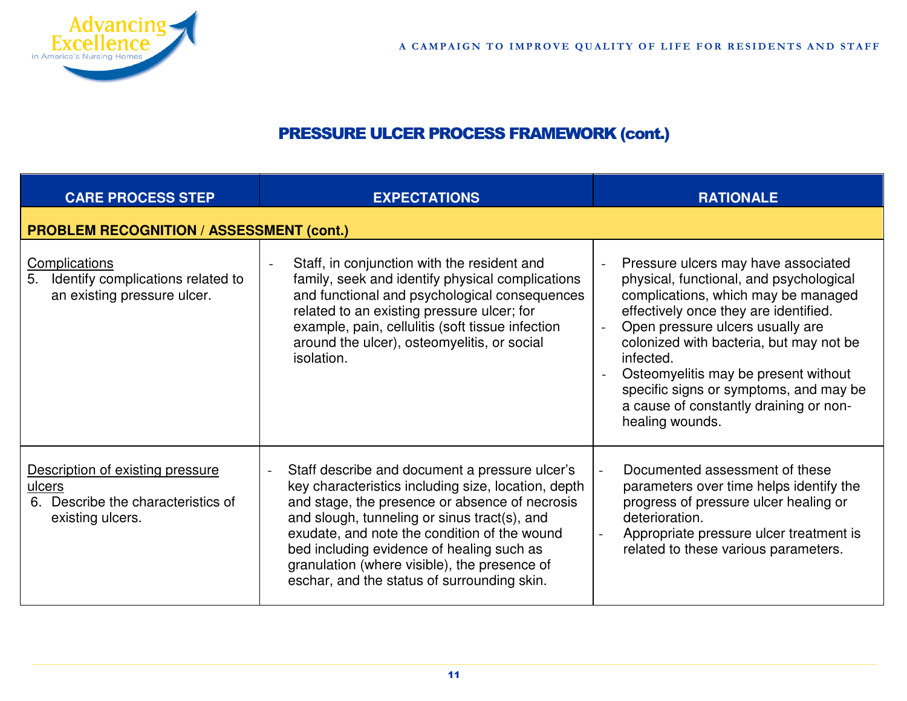## PRESSURE ULCER PROCESS FRAMEWORK (cont.)

| CARE PROCESS STEP | EXPECTATIONS | RATIONALE |
|---|---|---|
| **PROBLEM RECOGNITION / ASSESSMENT (cont.)** | | |
| Complications<br>5. Identify complications related to an existing pressure ulcer. | - Staff, in conjunction with the resident and family, seek and identify physical complications and functional and psychological consequences related to an existing pressure ulcer; for example, pain, cellulitis (soft tissue infection around the ulcer), osteomyelitis, or social isolation. | - Pressure ulcers may have associated physical, functional, and psychological complications, which may be managed effectively once they are identified.<br>- Open pressure ulcers usually are colonized with bacteria, but may not be infected.<br>- Osteomyelitis may be present without specific signs or symptoms, and may be a cause of constantly draining or non-healing wounds. |
| Description of existing pressure ulcers<br>6. Describe the characteristics of existing ulcers. | - Staff describe and document a pressure ulcer's key characteristics including size, location, depth and stage, the presence or absence of necrosis and slough, tunneling or sinus tract(s), and exudate, and note the condition of the wound bed including evidence of healing such as granulation (where visible), the presence of eschar, and the status of surrounding skin. | - Documented assessment of these parameters over time helps identify the progress of pressure ulcer healing or deterioration.<br>- Appropriate pressure ulcer treatment is related to these various parameters. |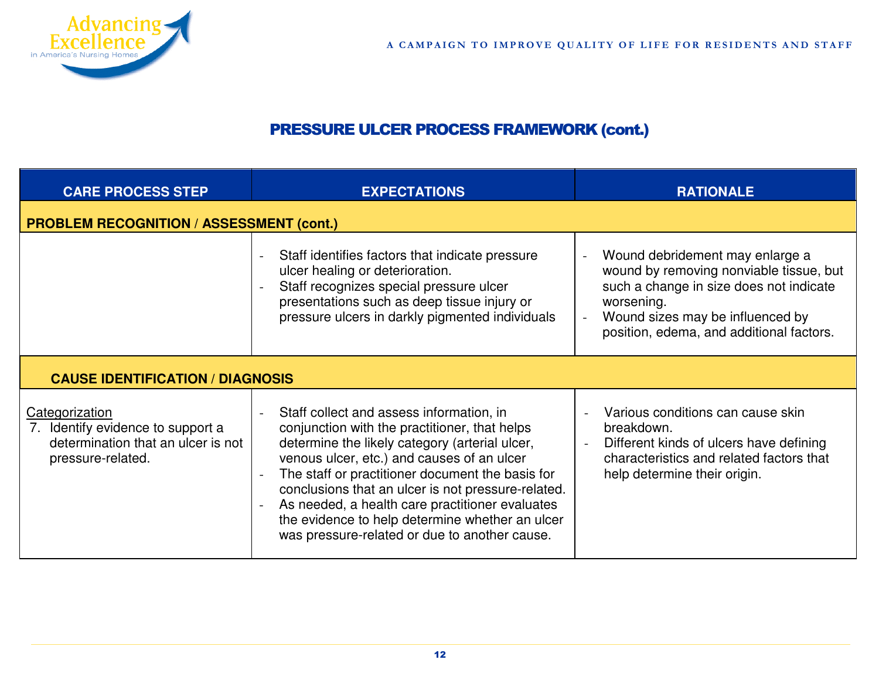## PRESSURE ULCER PROCESS FRAMEWORK (cont.)

| CARE PROCESS STEP | EXPECTATIONS | RATIONALE |
|---|---|---|
| **PROBLEM RECOGNITION / ASSESSMENT (cont.)** | | |
| | - Staff identifies factors that indicate pressure ulcer healing or deterioration.<br>- Staff recognizes special pressure ulcer presentations such as deep tissue injury or pressure ulcers in darkly pigmented individuals | - Wound debridement may enlarge a wound by removing nonviable tissue, but such a change in size does not indicate worsening.<br>- Wound sizes may be influenced by position, edema, and additional factors. |
| **CAUSE IDENTIFICATION / DIAGNOSIS** | | |
| Categorization<br>7. Identify evidence to support a determination that an ulcer is not pressure-related. | - Staff collect and assess information, in conjunction with the practitioner, that helps determine the likely category (arterial ulcer, venous ulcer, etc.) and causes of an ulcer<br>- The staff or practitioner document the basis for conclusions that an ulcer is not pressure-related.<br>- As needed, a health care practitioner evaluates the evidence to help determine whether an ulcer was pressure-related or due to another cause. | - Various conditions can cause skin breakdown.<br>- Different kinds of ulcers have defining characteristics and related factors that help determine their origin. |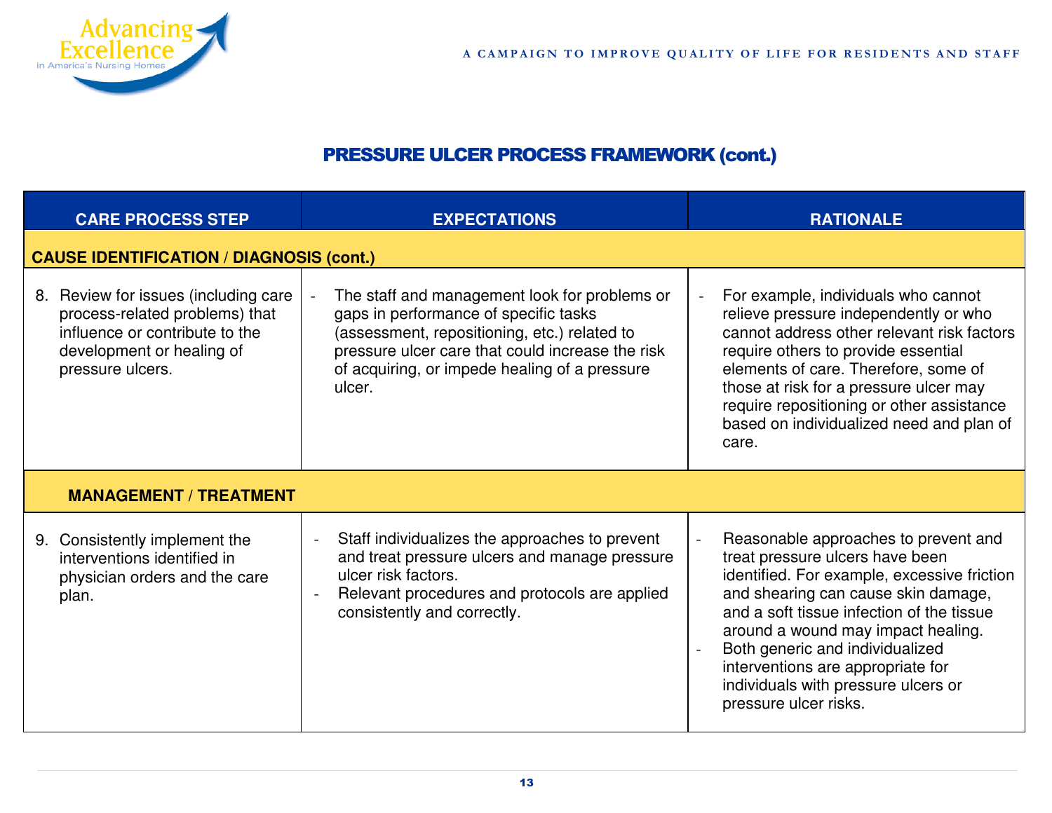## PRESSURE ULCER PROCESS FRAMEWORK (cont.)

| CARE PROCESS STEP | EXPECTATIONS | RATIONALE |
|---|---|---|
| **CAUSE IDENTIFICATION / DIAGNOSIS (cont.)** | | |
| 8. Review for issues (including care process-related problems) that influence or contribute to the development or healing of pressure ulcers. | - The staff and management look for problems or gaps in performance of specific tasks (assessment, repositioning, etc.) related to pressure ulcer care that could increase the risk of acquiring, or impede healing of a pressure ulcer. | - For example, individuals who cannot relieve pressure independently or who cannot address other relevant risk factors require others to provide essential elements of care. Therefore, some of those at risk for a pressure ulcer may require repositioning or other assistance based on individualized need and plan of care. |
| **MANAGEMENT / TREATMENT** | | |
| 9. Consistently implement the interventions identified in physician orders and the care plan. | - Staff individualizes the approaches to prevent and treat pressure ulcers and manage pressure ulcer risk factors.<br>- Relevant procedures and protocols are applied consistently and correctly. | - Reasonable approaches to prevent and treat pressure ulcers have been identified. For example, excessive friction and shearing can cause skin damage, and a soft tissue infection of the tissue around a wound may impact healing.<br>- Both generic and individualized interventions are appropriate for individuals with pressure ulcers or pressure ulcer risks. |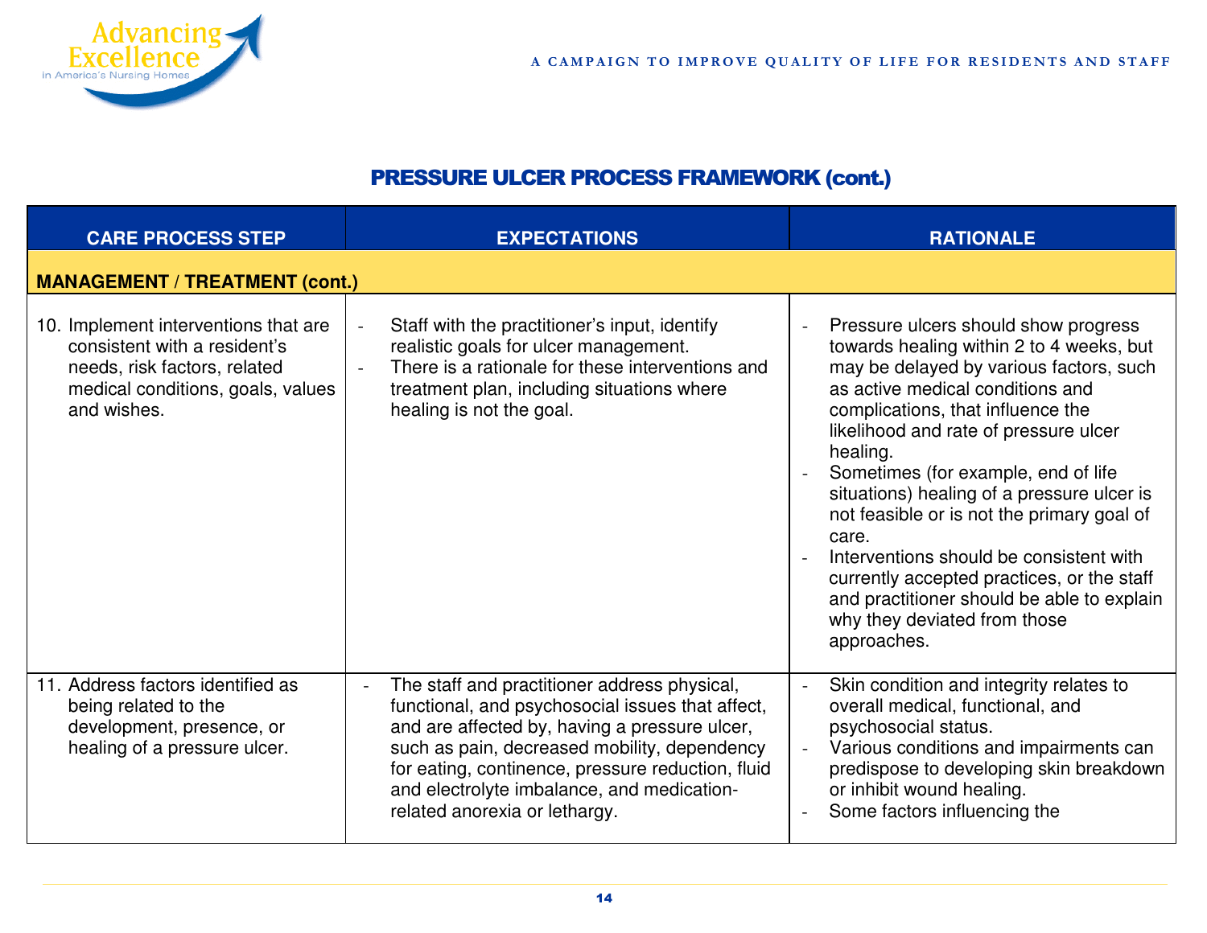## PRESSURE ULCER PROCESS FRAMEWORK (cont.)

| CARE PROCESS STEP | EXPECTATIONS | RATIONALE |
|---|---|---|
| **MANAGEMENT / TREATMENT (cont.)** | | |
| 10. Implement interventions that are consistent with a resident's needs, risk factors, related medical conditions, goals, values and wishes. | - Staff with the practitioner's input, identify realistic goals for ulcer management.<br>- There is a rationale for these interventions and treatment plan, including situations where healing is not the goal. | - Pressure ulcers should show progress towards healing within 2 to 4 weeks, but may be delayed by various factors, such as active medical conditions and complications, that influence the likelihood and rate of pressure ulcer healing.<br>- Sometimes (for example, end of life situations) healing of a pressure ulcer is not feasible or is not the primary goal of care.<br>- Interventions should be consistent with currently accepted practices, or the staff and practitioner should be able to explain why they deviated from those approaches. |
| 11. Address factors identified as being related to the development, presence, or healing of a pressure ulcer. | - The staff and practitioner address physical, functional, and psychosocial issues that affect, and are affected by, having a pressure ulcer, such as pain, decreased mobility, dependency for eating, continence, pressure reduction, fluid and electrolyte imbalance, and medication-related anorexia or lethargy. | - Skin condition and integrity relates to overall medical, functional, and psychosocial status.<br>- Various conditions and impairments can predispose to developing skin breakdown or inhibit wound healing.<br>- Some factors influencing the |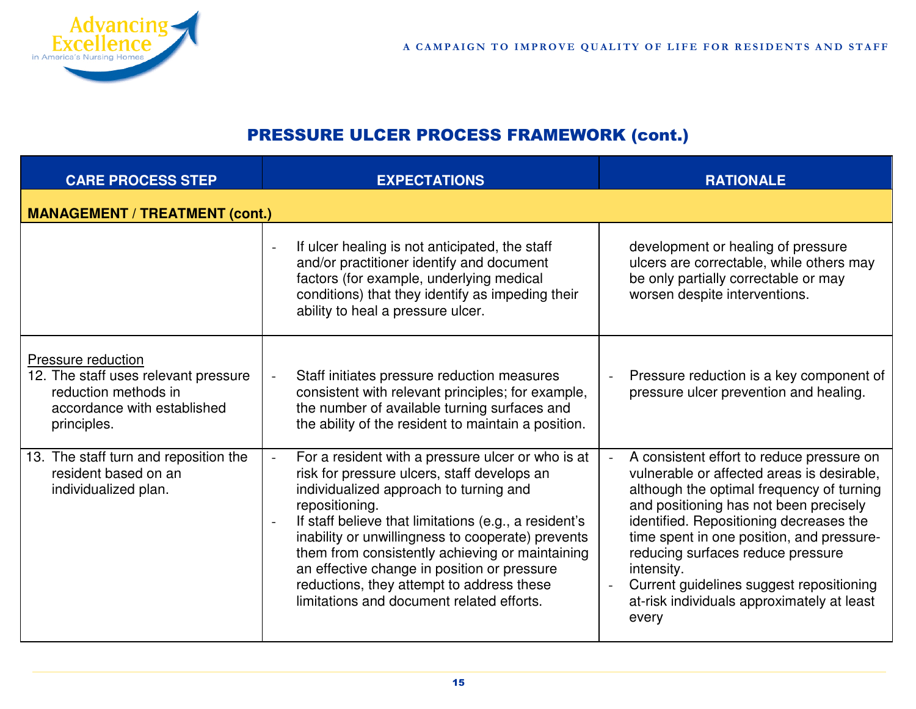## PRESSURE ULCER PROCESS FRAMEWORK (cont.)

| CARE PROCESS STEP | EXPECTATIONS | RATIONALE |
|---|---|---|
| **MANAGEMENT / TREATMENT (cont.)** | | |
| | - If ulcer healing is not anticipated, the staff and/or practitioner identify and document factors (for example, underlying medical conditions) that they identify as impeding their ability to heal a pressure ulcer. | development or healing of pressure ulcers are correctable, while others may be only partially correctable or may worsen despite interventions. |
| Pressure reduction<br>12. The staff uses relevant pressure reduction methods in accordance with established principles. | - Staff initiates pressure reduction measures consistent with relevant principles; for example, the number of available turning surfaces and the ability of the resident to maintain a position. | - Pressure reduction is a key component of pressure ulcer prevention and healing. |
| 13. The staff turn and reposition the resident based on an individualized plan. | - For a resident with a pressure ulcer or who is at risk for pressure ulcers, staff develops an individualized approach to turning and repositioning.<br>- If staff believe that limitations (e.g., a resident's inability or unwillingness to cooperate) prevents them from consistently achieving or maintaining an effective change in position or pressure reductions, they attempt to address these limitations and document related efforts. | - A consistent effort to reduce pressure on vulnerable or affected areas is desirable, although the optimal frequency of turning and positioning has not been precisely identified. Repositioning decreases the time spent in one position, and pressure-reducing surfaces reduce pressure intensity.<br>- Current guidelines suggest repositioning at-risk individuals approximately at least every |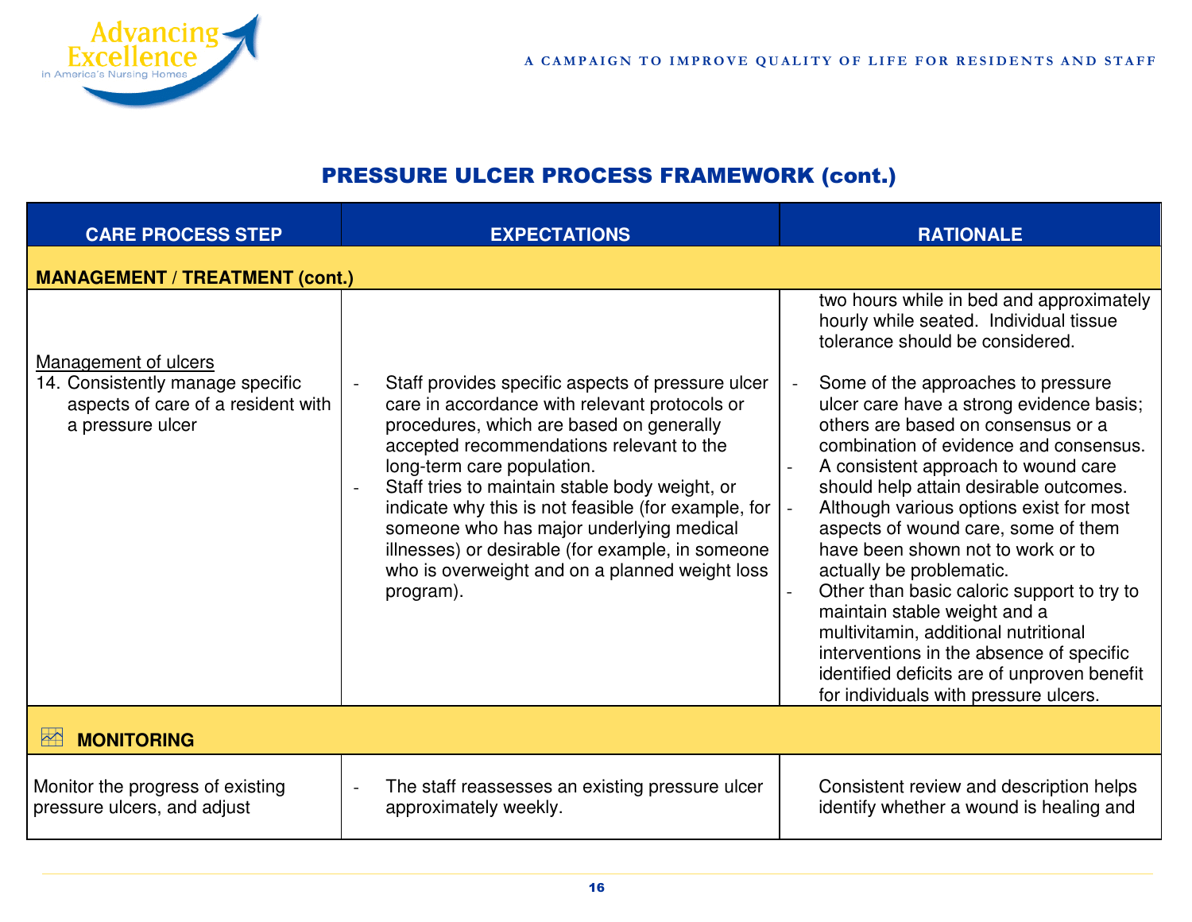## PRESSURE ULCER PROCESS FRAMEWORK (cont.)

| CARE PROCESS STEP | EXPECTATIONS | RATIONALE |
|---|---|---|
| **MANAGEMENT / TREATMENT (cont.)** | | |
| | | two hours while in bed and approximately hourly while seated. Individual tissue tolerance should be considered. |
| Management of ulcers<br>14. Consistently manage specific aspects of care of a resident with a pressure ulcer | - Staff provides specific aspects of pressure ulcer care in accordance with relevant protocols or procedures, which are based on generally accepted recommendations relevant to the long-term care population.<br>- Staff tries to maintain stable body weight, or indicate why this is not feasible (for example, for someone who has major underlying medical illnesses) or desirable (for example, in someone who is overweight and on a planned weight loss program). | - Some of the approaches to pressure ulcer care have a strong evidence basis; others are based on consensus or a combination of evidence and consensus.<br>- A consistent approach to wound care should help attain desirable outcomes.<br>- Although various options exist for most aspects of wound care, some of them have been shown not to work or to actually be problematic.<br>- Other than basic caloric support to try to maintain stable weight and a multivitamin, additional nutritional interventions in the absence of specific identified deficits are of unproven benefit for individuals with pressure ulcers. |
| **MONITORING** | | |
| Monitor the progress of existing pressure ulcers, and adjust | - The staff reassesses an existing pressure ulcer approximately weekly. | Consistent review and description helps identify whether a wound is healing and |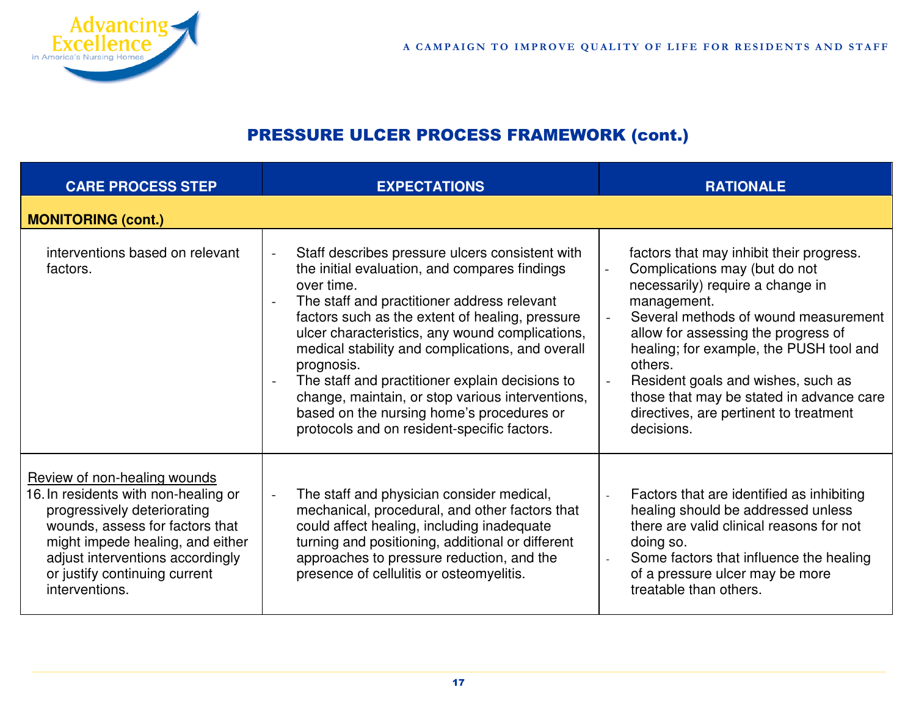## PRESSURE ULCER PROCESS FRAMEWORK (cont.)

| CARE PROCESS STEP | EXPECTATIONS | RATIONALE |
|---|---|---|
| **MONITORING (cont.)** | | |
| interventions based on relevant factors. | - Staff describes pressure ulcers consistent with the initial evaluation, and compares findings over time.<br>- The staff and practitioner address relevant factors such as the extent of healing, pressure ulcer characteristics, any wound complications, medical stability and complications, and overall prognosis.<br>- The staff and practitioner explain decisions to change, maintain, or stop various interventions, based on the nursing home's procedures or protocols and on resident-specific factors. | factors that may inhibit their progress.<br>- Complications may (but do not necessarily) require a change in management.<br>- Several methods of wound measurement allow for assessing the progress of healing; for example, the PUSH tool and others.<br>- Resident goals and wishes, such as those that may be stated in advance care directives, are pertinent to treatment decisions. |
| Review of non-healing wounds<br>16. In residents with non-healing or progressively deteriorating wounds, assess for factors that might impede healing, and either adjust interventions accordingly or justify continuing current interventions. | - The staff and physician consider medical, mechanical, procedural, and other factors that could affect healing, including inadequate turning and positioning, additional or different approaches to pressure reduction, and the presence of cellulitis or osteomyelitis. | - Factors that are identified as inhibiting healing should be addressed unless there are valid clinical reasons for not doing so.<br>- Some factors that influence the healing of a pressure ulcer may be more treatable than others. |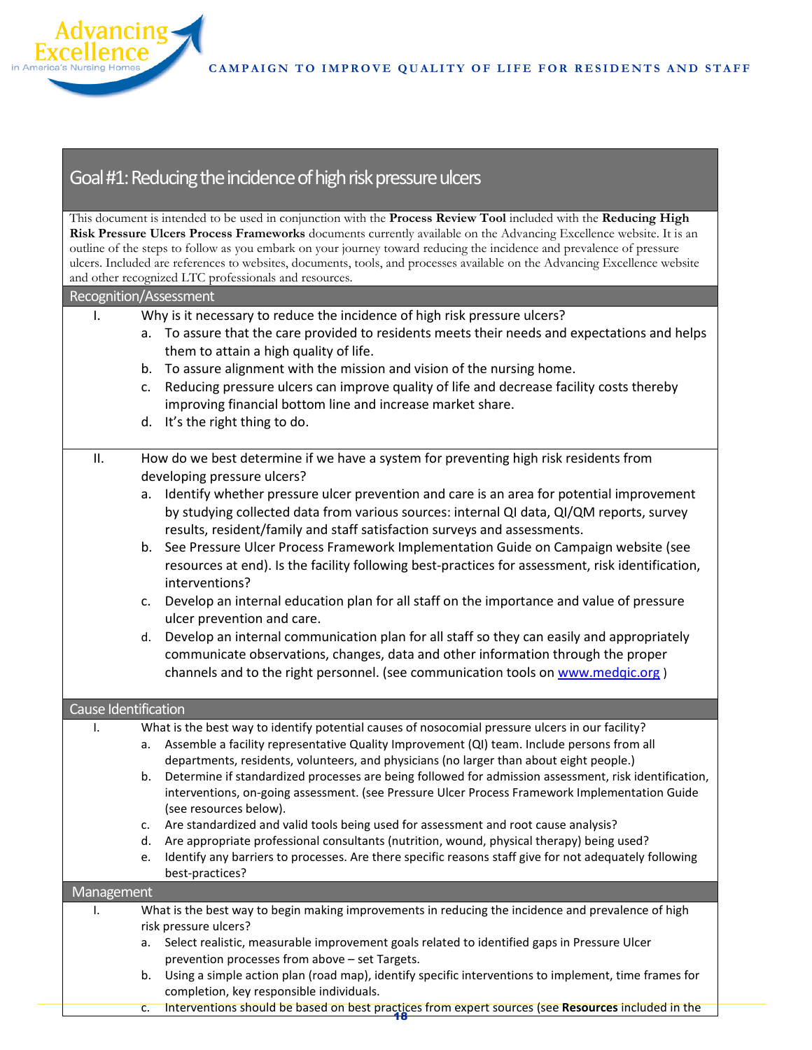## Goal #1: Reducing the incidence of high risk pressure ulcers

This document is intended to be used in conjunction with the **Process Review Tool** included with the **Reducing High Risk Pressure Ulcers Process Frameworks** documents currently available on the Advancing Excellence website. It is an outline of the steps to follow as you embark on your journey toward reducing the incidence and prevalence of pressure ulcers. Included are references to websites, documents, tools, and processes available on the Advancing Excellence website and other recognized LTC professionals and resources.

### Recognition/Assessment

I. Why is it necessary to reduce the incidence of high risk pressure ulcers?
   a. To assure that the care provided to residents meets their needs and expectations and helps them to attain a high quality of life.
   b. To assure alignment with the mission and vision of the nursing home.
   c. Reducing pressure ulcers can improve quality of life and decrease facility costs thereby improving financial bottom line and increase market share.
   d. It's the right thing to do.

II. How do we best determine if we have a system for preventing high risk residents from developing pressure ulcers?
   a. Identify whether pressure ulcer prevention and care is an area for potential improvement by studying collected data from various sources: internal QI data, QI/QM reports, survey results, resident/family and staff satisfaction surveys and assessments.
   b. See Pressure Ulcer Process Framework Implementation Guide on Campaign website (see resources at end). Is the facility following best-practices for assessment, risk identification, interventions?
   c. Develop an internal education plan for all staff on the importance and value of pressure ulcer prevention and care.
   d. Develop an internal communication plan for all staff so they can easily and appropriately communicate observations, changes, data and other information through the proper channels and to the right personnel. (see communication tools on www.medqic.org )

### Cause Identification

I. What is the best way to identify potential causes of nosocomial pressure ulcers in our facility?
   a. Assemble a facility representative Quality Improvement (QI) team. Include persons from all departments, residents, volunteers, and physicians (no larger than about eight people.)
   b. Determine if standardized processes are being followed for admission assessment, risk identification, interventions, on-going assessment. (see Pressure Ulcer Process Framework Implementation Guide (see resources below).
   c. Are standardized and valid tools being used for assessment and root cause analysis?
   d. Are appropriate professional consultants (nutrition, wound, physical therapy) being used?
   e. Identify any barriers to processes. Are there specific reasons staff give for not adequately following best-practices?

### Management

I. What is the best way to begin making improvements in reducing the incidence and prevalence of high risk pressure ulcers?
   a. Select realistic, measurable improvement goals related to identified gaps in Pressure Ulcer prevention processes from above – set Targets.
   b. Using a simple action plan (road map), identify specific interventions to implement, time frames for completion, key responsible individuals.
   c. Interventions should be based on best practices from expert sources (see **Resources** included in the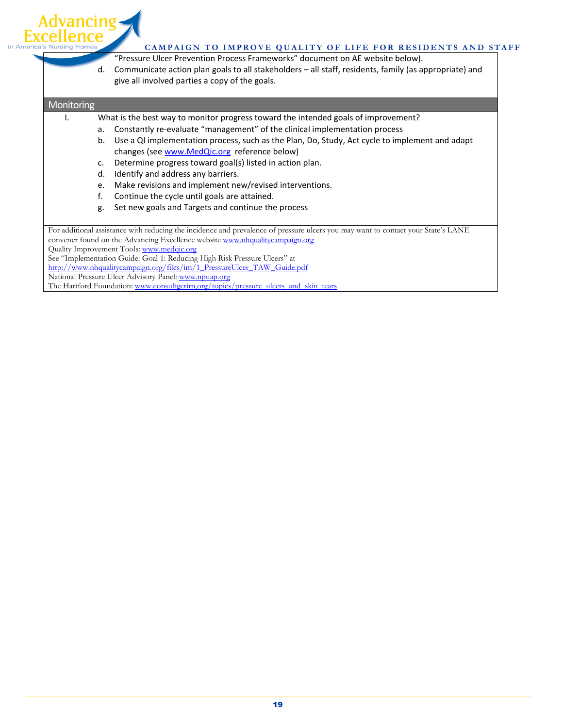"Pressure Ulcer Prevention Process Frameworks" document on AE website below).

d. Communicate action plan goals to all stakeholders – all staff, residents, family (as appropriate) and give all involved parties a copy of the goals.

## Monitoring

I. What is the best way to monitor progress toward the intended goals of improvement?

a. Constantly re-evaluate "management" of the clinical implementation process
b. Use a QI implementation process, such as the Plan, Do, Study, Act cycle to implement and adapt changes (see www.MedQic.org reference below)
c. Determine progress toward goal(s) listed in action plan.
d. Identify and address any barriers.
e. Make revisions and implement new/revised interventions.
f. Continue the cycle until goals are attained.
g. Set new goals and Targets and continue the process

For additional assistance with reducing the incidence and prevalence of pressure ulcers you may want to contact your State's LANE convener found on the Advancing Excellence website www.nhqualitycampaign.org

Quality Improvement Tools: www.medqic.org

See "Implementation Guide: Goal 1: Reducing High Risk Pressure Ulcers" at http://www.nhqualitycampaign.org/files/im/1_PressureUlcer_TAW_Guide.pdf

National Pressure Ulcer Advisory Panel: www.npuap.org

The Hartford Foundation: www.consultgerirn,org/topics/pressure_ulcers_and_skin_tears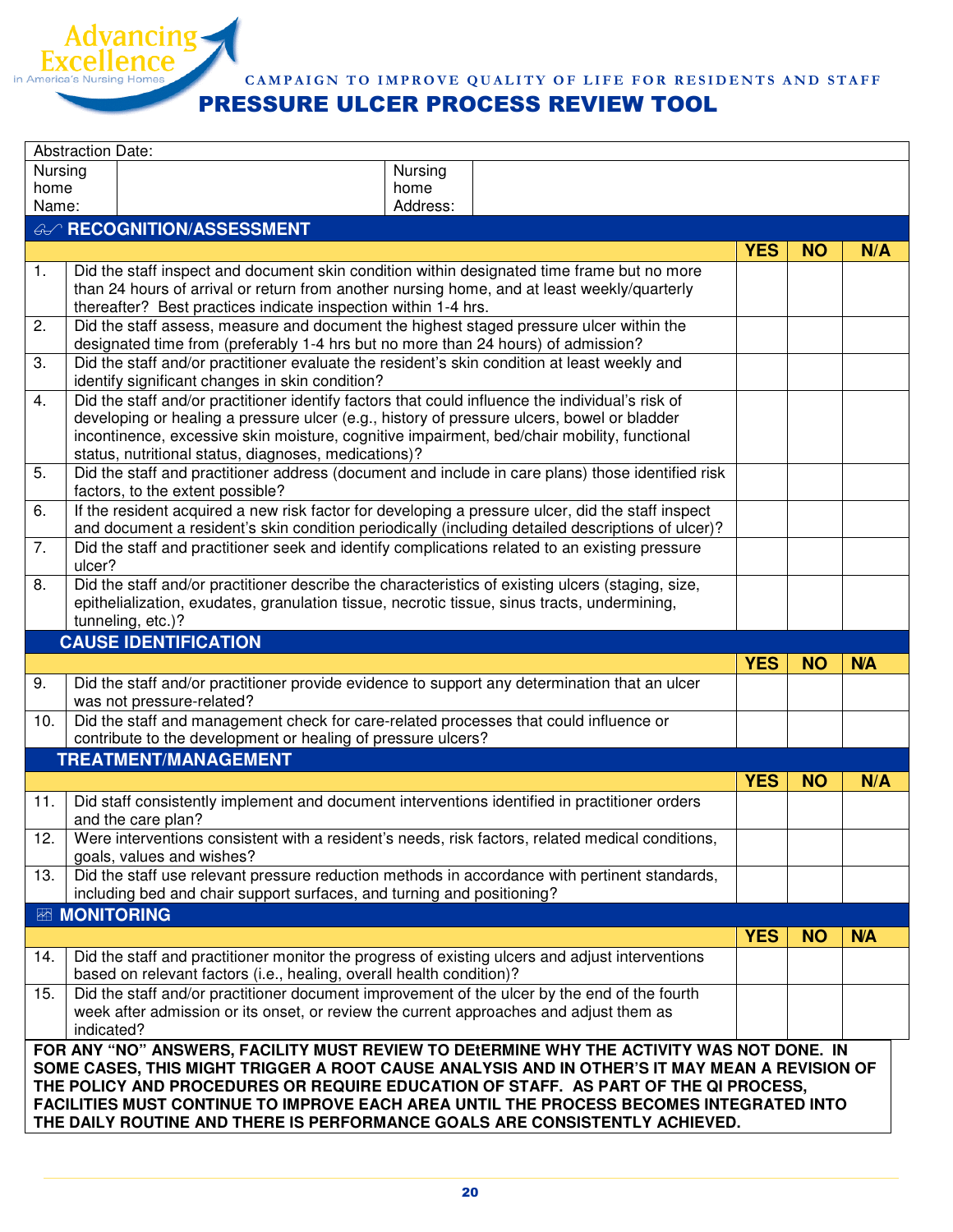Advancing Excellence in America's Nursing Homes

CAMPAIGN TO IMPROVE QUALITY OF LIFE FOR RESIDENTS AND STAFF

# PRESSURE ULCER PROCESS REVIEW TOOL

| Abstraction Date: | | | |
|---|---|---|---|
| Nursing home Name: | | Nursing home Address: | |

| | RECOGNITION/ASSESSMENT | YES | NO | N/A |
|---|---|---|---|---|
| 1. | Did the staff inspect and document skin condition within designated time frame but no more than 24 hours of arrival or return from another nursing home, and at least weekly/quarterly thereafter? Best practices indicate inspection within 1-4 hrs. | | | |
| 2. | Did the staff assess, measure and document the highest staged pressure ulcer within the designated time from (preferably 1-4 hrs but no more than 24 hours) of admission? | | | |
| 3. | Did the staff and/or practitioner evaluate the resident's skin condition at least weekly and identify significant changes in skin condition? | | | |
| 4. | Did the staff and/or practitioner identify factors that could influence the individual's risk of developing or healing a pressure ulcer (e.g., history of pressure ulcers, bowel or bladder incontinence, excessive skin moisture, cognitive impairment, bed/chair mobility, functional status, nutritional status, diagnoses, medications)? | | | |
| 5. | Did the staff and practitioner address (document and include in care plans) those identified risk factors, to the extent possible? | | | |
| 6. | If the resident acquired a new risk factor for developing a pressure ulcer, did the staff inspect and document a resident's skin condition periodically (including detailed descriptions of ulcer)? | | | |
| 7. | Did the staff and practitioner seek and identify complications related to an existing pressure ulcer? | | | |
| 8. | Did the staff and/or practitioner describe the characteristics of existing ulcers (staging, size, epithelialization, exudates, granulation tissue, necrotic tissue, sinus tracts, undermining, tunneling, etc.)? | | | |
| | **CAUSE IDENTIFICATION** | **YES** | **NO** | **N/A** |
| 9. | Did the staff and/or practitioner provide evidence to support any determination that an ulcer was not pressure-related? | | | |
| 10. | Did the staff and management check for care-related processes that could influence or contribute to the development or healing of pressure ulcers? | | | |
| | **TREATMENT/MANAGEMENT** | **YES** | **NO** | **N/A** |
| 11. | Did staff consistently implement and document interventions identified in practitioner orders and the care plan? | | | |
| 12. | Were interventions consistent with a resident's needs, risk factors, related medical conditions, goals, values and wishes? | | | |
| 13. | Did the staff use relevant pressure reduction methods in accordance with pertinent standards, including bed and chair support surfaces, and turning and positioning? | | | |
| | **MONITORING** | **YES** | **NO** | **N/A** |
| 14. | Did the staff and practitioner monitor the progress of existing ulcers and adjust interventions based on relevant factors (i.e., healing, overall health condition)? | | | |
| 15. | Did the staff and/or practitioner document improvement of the ulcer by the end of the fourth week after admission or its onset, or review the current approaches and adjust them as indicated? | | | |

**FOR ANY "NO" ANSWERS, FACILITY MUST REVIEW TO DEtERMINE WHY THE ACTIVITY WAS NOT DONE. IN SOME CASES, THIS MIGHT TRIGGER A ROOT CAUSE ANALYSIS AND IN OTHER'S IT MAY MEAN A REVISION OF THE POLICY AND PROCEDURES OR REQUIRE EDUCATION OF STAFF. AS PART OF THE QI PROCESS, FACILITIES MUST CONTINUE TO IMPROVE EACH AREA UNTIL THE PROCESS BECOMES INTEGRATED INTO THE DAILY ROUTINE AND THERE IS PERFORMANCE GOALS ARE CONSISTENTLY ACHIEVED.**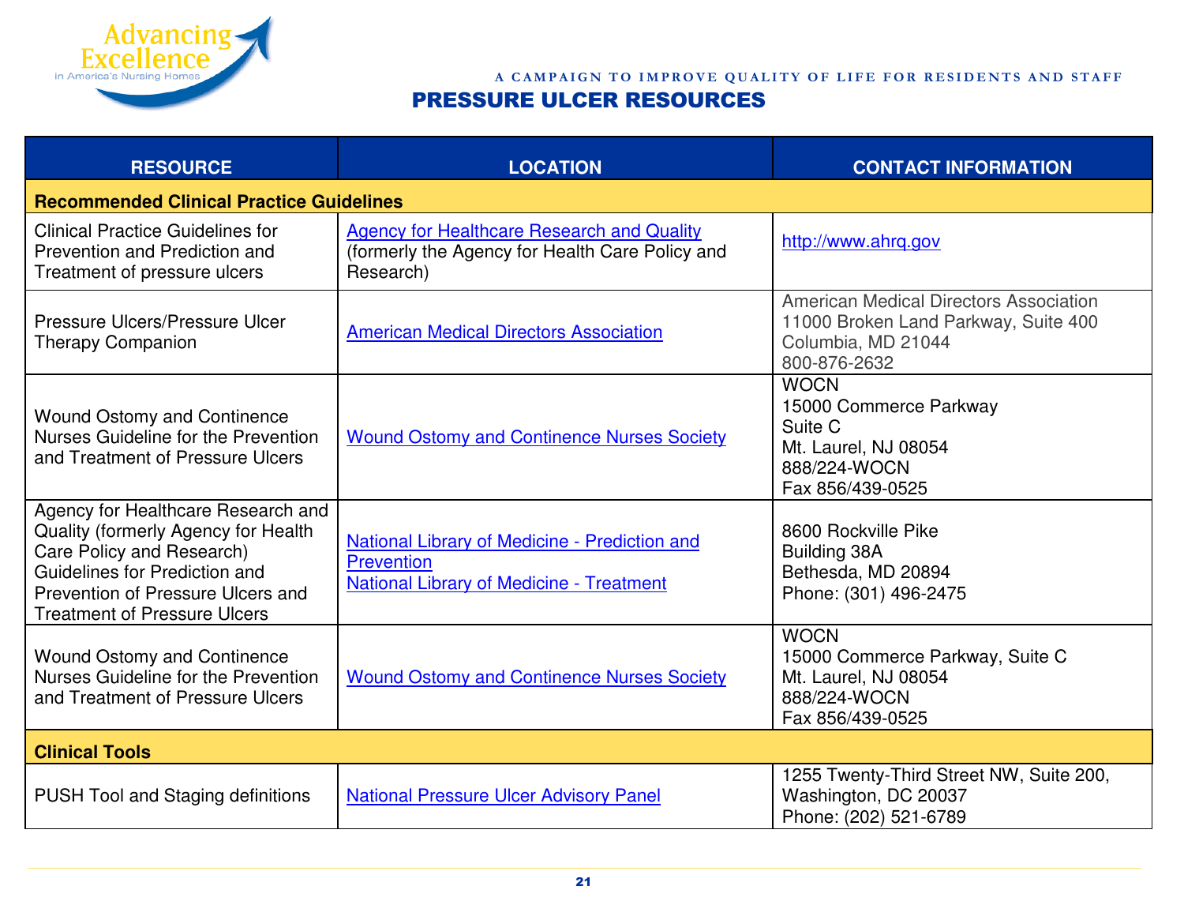A CAMPAIGN TO IMPROVE QUALITY OF LIFE FOR RESIDENTS AND STAFF

# PRESSURE ULCER RESOURCES

| RESOURCE | LOCATION | CONTACT INFORMATION |
|---|---|---|
| **Recommended Clinical Practice Guidelines** | | |
| Clinical Practice Guidelines for Prevention and Prediction and Treatment of pressure ulcers | Agency for Healthcare Research and Quality (formerly the Agency for Health Care Policy and Research) | http://www.ahrq.gov |
| Pressure Ulcers/Pressure Ulcer Therapy Companion | American Medical Directors Association | American Medical Directors Association<br>11000 Broken Land Parkway, Suite 400<br>Columbia, MD 21044<br>800-876-2632 |
| Wound Ostomy and Continence Nurses Guideline for the Prevention and Treatment of Pressure Ulcers | Wound Ostomy and Continence Nurses Society | WOCN<br>15000 Commerce Parkway<br>Suite C<br>Mt. Laurel, NJ 08054<br>888/224-WOCN<br>Fax 856/439-0525 |
| Agency for Healthcare Research and Quality (formerly Agency for Health Care Policy and Research) Guidelines for Prediction and Prevention of Pressure Ulcers and Treatment of Pressure Ulcers | National Library of Medicine - Prediction and Prevention<br>National Library of Medicine - Treatment | 8600 Rockville Pike<br>Building 38A<br>Bethesda, MD 20894<br>Phone: (301) 496-2475 |
| Wound Ostomy and Continence Nurses Guideline for the Prevention and Treatment of Pressure Ulcers | Wound Ostomy and Continence Nurses Society | WOCN<br>15000 Commerce Parkway, Suite C<br>Mt. Laurel, NJ 08054<br>888/224-WOCN<br>Fax 856/439-0525 |
| **Clinical Tools** | | |
| PUSH Tool and Staging definitions | National Pressure Ulcer Advisory Panel | 1255 Twenty-Third Street NW, Suite 200,<br>Washington, DC 20037<br>Phone: (202) 521-6789 |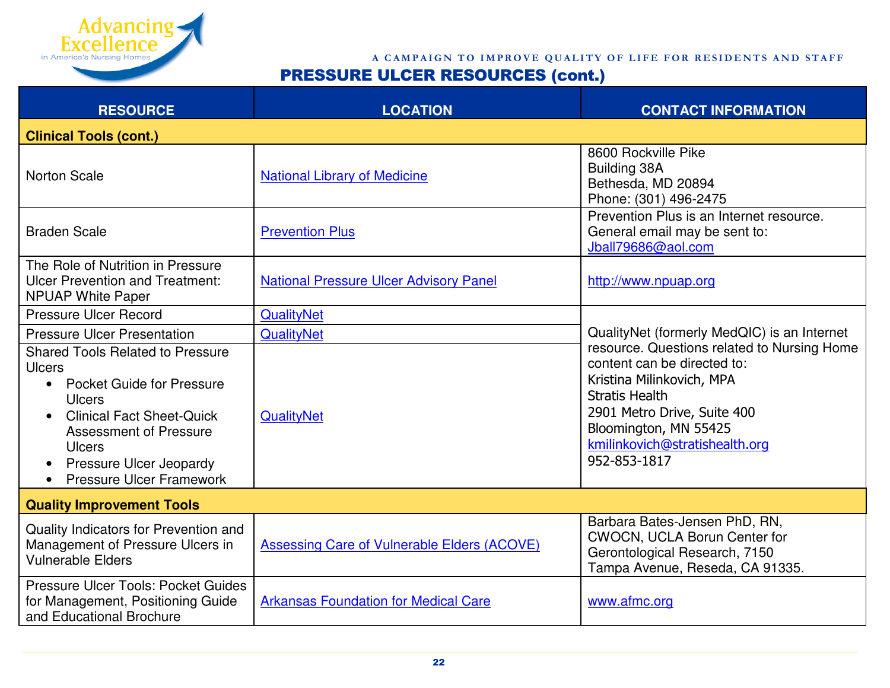## PRESSURE ULCER RESOURCES (cont.)

| RESOURCE | LOCATION | CONTACT INFORMATION |
|---|---|---|
| **Clinical Tools (cont.)** | | |
| Norton Scale | National Library of Medicine | 8600 Rockville Pike<br>Building 38A<br>Bethesda, MD 20894<br>Phone: (301) 496-2475 |
| Braden Scale | Prevention Plus | Prevention Plus is an Internet resource. General email may be sent to: Jball79686@aol.com |
| The Role of Nutrition in Pressure Ulcer Prevention and Treatment: NPUAP White Paper | National Pressure Ulcer Advisory Panel | http://www.npuap.org |
| Pressure Ulcer Record | QualityNet | QualityNet (formerly MedQIC) is an Internet resource. Questions related to Nursing Home content can be directed to:<br>Kristina Milinkovich, MPA<br>Stratis Health<br>2901 Metro Drive, Suite 400<br>Bloomington, MN 55425<br>kmilinkovich@stratishealth.org<br>952-853-1817 |
| Pressure Ulcer Presentation | QualityNet | |
| Shared Tools Related to Pressure Ulcers<br>• Pocket Guide for Pressure Ulcers<br>• Clinical Fact Sheet-Quick Assessment of Pressure Ulcers<br>• Pressure Ulcer Jeopardy<br>• Pressure Ulcer Framework | QualityNet | |
| **Quality Improvement Tools** | | |
| Quality Indicators for Prevention and Management of Pressure Ulcers in Vulnerable Elders | Assessing Care of Vulnerable Elders (ACOVE) | Barbara Bates-Jensen PhD, RN, CWOCN, UCLA Borun Center for Gerontological Research, 7150 Tampa Avenue, Reseda, CA 91335. |
| Pressure Ulcer Tools: Pocket Guides for Management, Positioning Guide and Educational Brochure | Arkansas Foundation for Medical Care | www.afmc.org |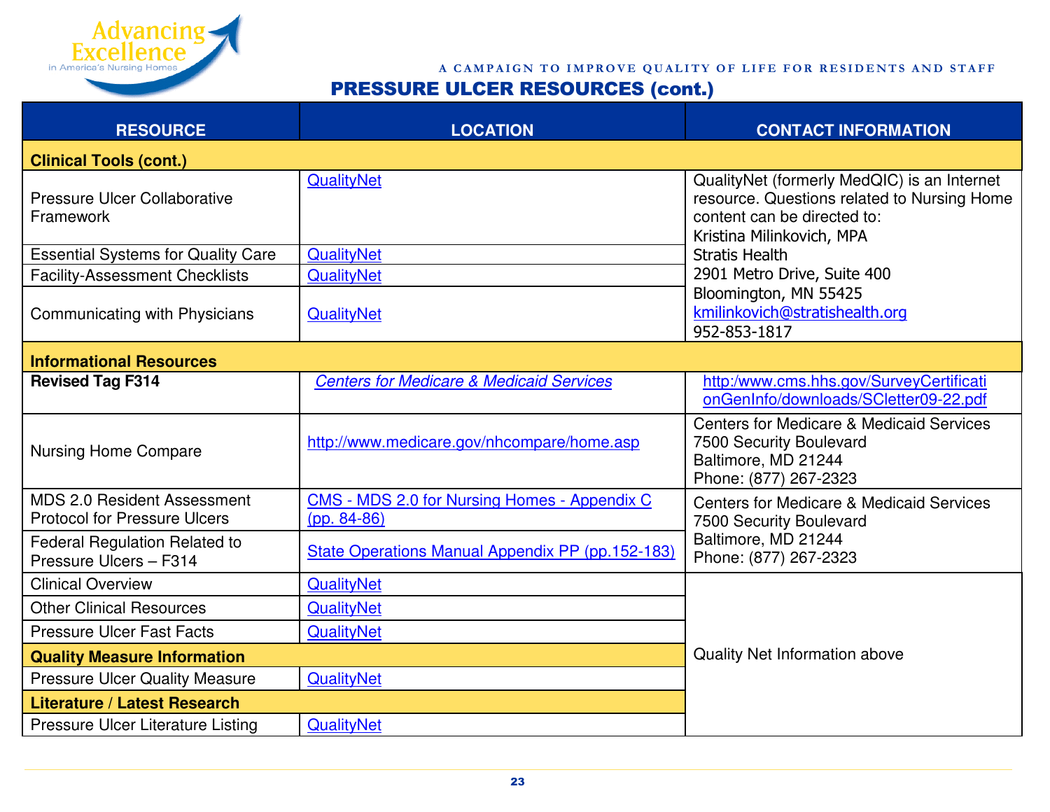A CAMPAIGN TO IMPROVE QUALITY OF LIFE FOR RESIDENTS AND STAFF

## PRESSURE ULCER RESOURCES (cont.)

| RESOURCE | LOCATION | CONTACT INFORMATION |
|---|---|---|
| **Clinical Tools (cont.)** | | |
| Pressure Ulcer Collaborative Framework | QualityNet | QualityNet (formerly MedQIC) is an Internet resource. Questions related to Nursing Home content can be directed to: Kristina Milinkovich, MPA Stratis Health 2901 Metro Drive, Suite 400 Bloomington, MN 55425 kmilinkovich@stratishealth.org 952-853-1817 |
| Essential Systems for Quality Care | QualityNet | |
| Facility-Assessment Checklists | QualityNet | |
| Communicating with Physicians | QualityNet | |
| **Informational Resources** | | |
| **Revised Tag F314** | *Centers for Medicare & Medicaid Services* | http:/www.cms.hhs.gov/SurveyCertificationGenInfo/downloads/SCletter09-22.pdf |
| Nursing Home Compare | http://www.medicare.gov/nhcompare/home.asp | Centers for Medicare & Medicaid Services 7500 Security Boulevard Baltimore, MD 21244 Phone: (877) 267-2323 |
| MDS 2.0 Resident Assessment Protocol for Pressure Ulcers | CMS - MDS 2.0 for Nursing Homes - Appendix C (pp. 84-86) | Centers for Medicare & Medicaid Services 7500 Security Boulevard Baltimore, MD 21244 Phone: (877) 267-2323 |
| Federal Regulation Related to Pressure Ulcers – F314 | State Operations Manual Appendix PP (pp.152-183) | |
| Clinical Overview | QualityNet | Quality Net Information above |
| Other Clinical Resources | QualityNet | |
| Pressure Ulcer Fast Facts | QualityNet | |
| **Quality Measure Information** | | |
| Pressure Ulcer Quality Measure | QualityNet | |
| **Literature / Latest Research** | | |
| Pressure Ulcer Literature Listing | QualityNet | |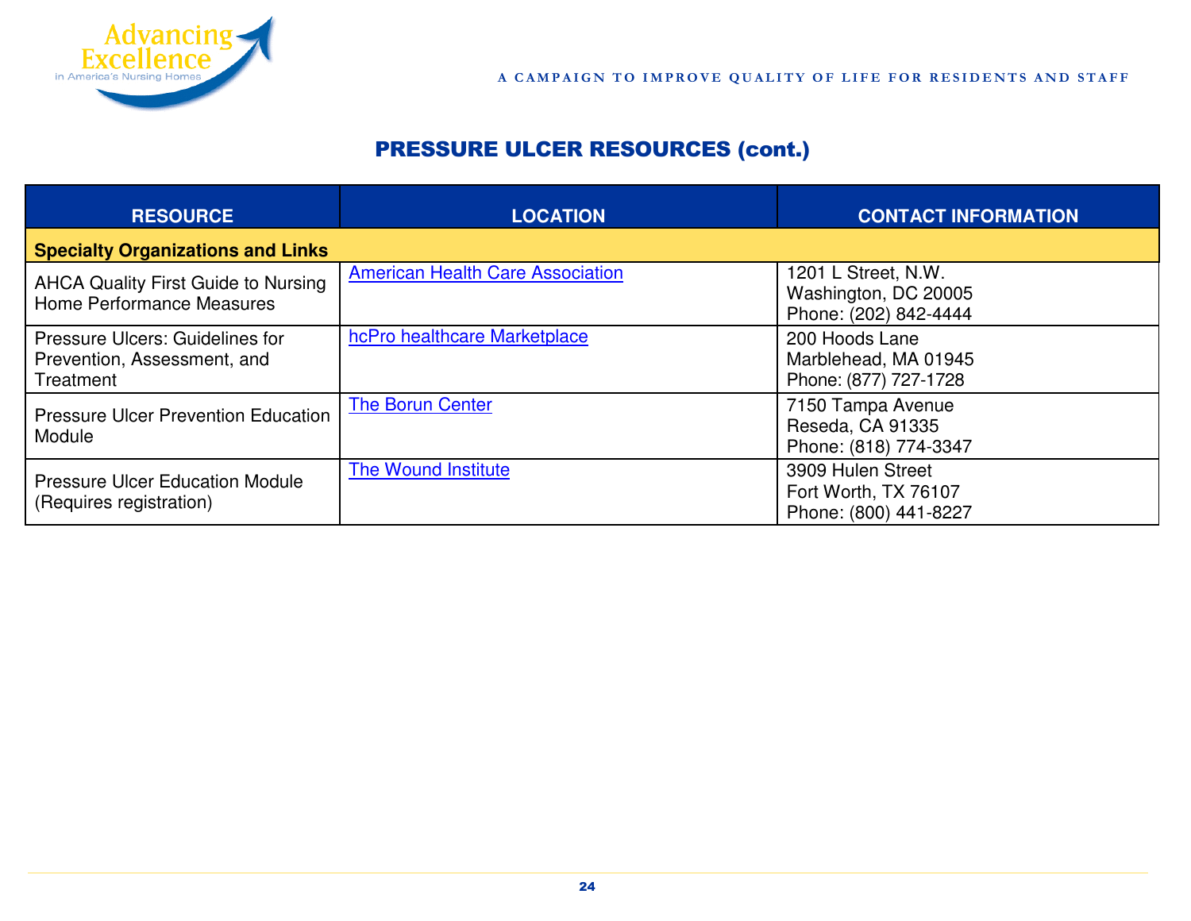## PRESSURE ULCER RESOURCES (cont.)

| RESOURCE | LOCATION | CONTACT INFORMATION |
|---|---|---|
| **Specialty Organizations and Links** | | |
| AHCA Quality First Guide to Nursing Home Performance Measures | American Health Care Association | 1201 L Street, N.W.<br>Washington, DC 20005<br>Phone: (202) 842-4444 |
| Pressure Ulcers: Guidelines for Prevention, Assessment, and Treatment | hcPro healthcare Marketplace | 200 Hoods Lane<br>Marblehead, MA 01945<br>Phone: (877) 727-1728 |
| Pressure Ulcer Prevention Education Module | The Borun Center | 7150 Tampa Avenue<br>Reseda, CA 91335<br>Phone: (818) 774-3347 |
| Pressure Ulcer Education Module (Requires registration) | The Wound Institute | 3909 Hulen Street<br>Fort Worth, TX 76107<br>Phone: (800) 441-8227 |